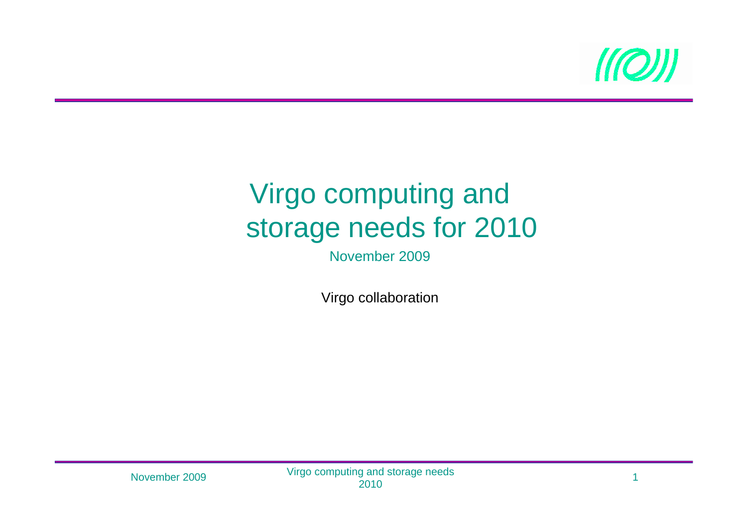# Virgo computing and storage needs for 2010

November 2009

Virgo collaboration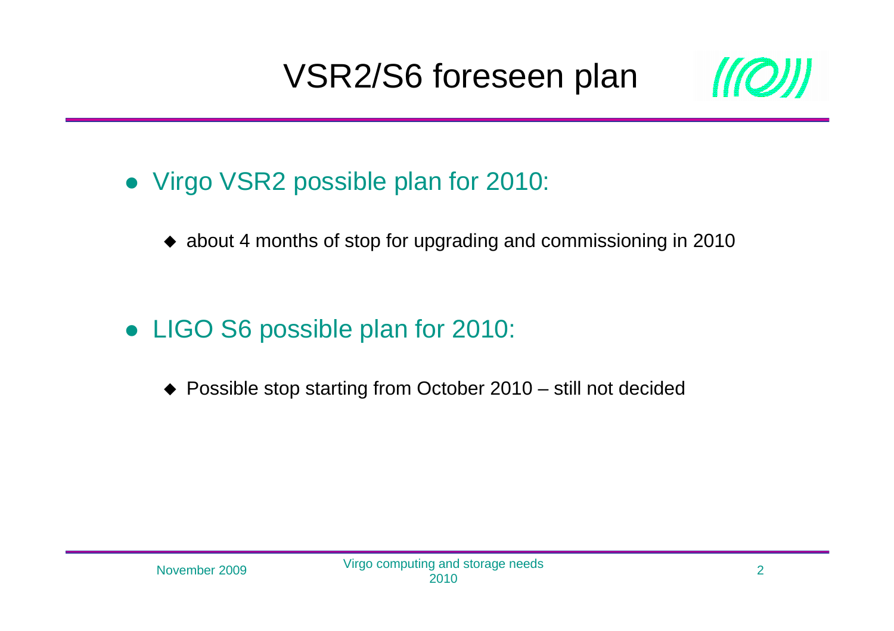# VSR2/S6 foreseen plan

- Virgo VSR2 possible plan for 2010:
  - about 4 months of stop for upgrading and commissioning in 2010
- LIGO S6 possible plan for 2010:
  - Possible stop starting from October 2010 – still not decided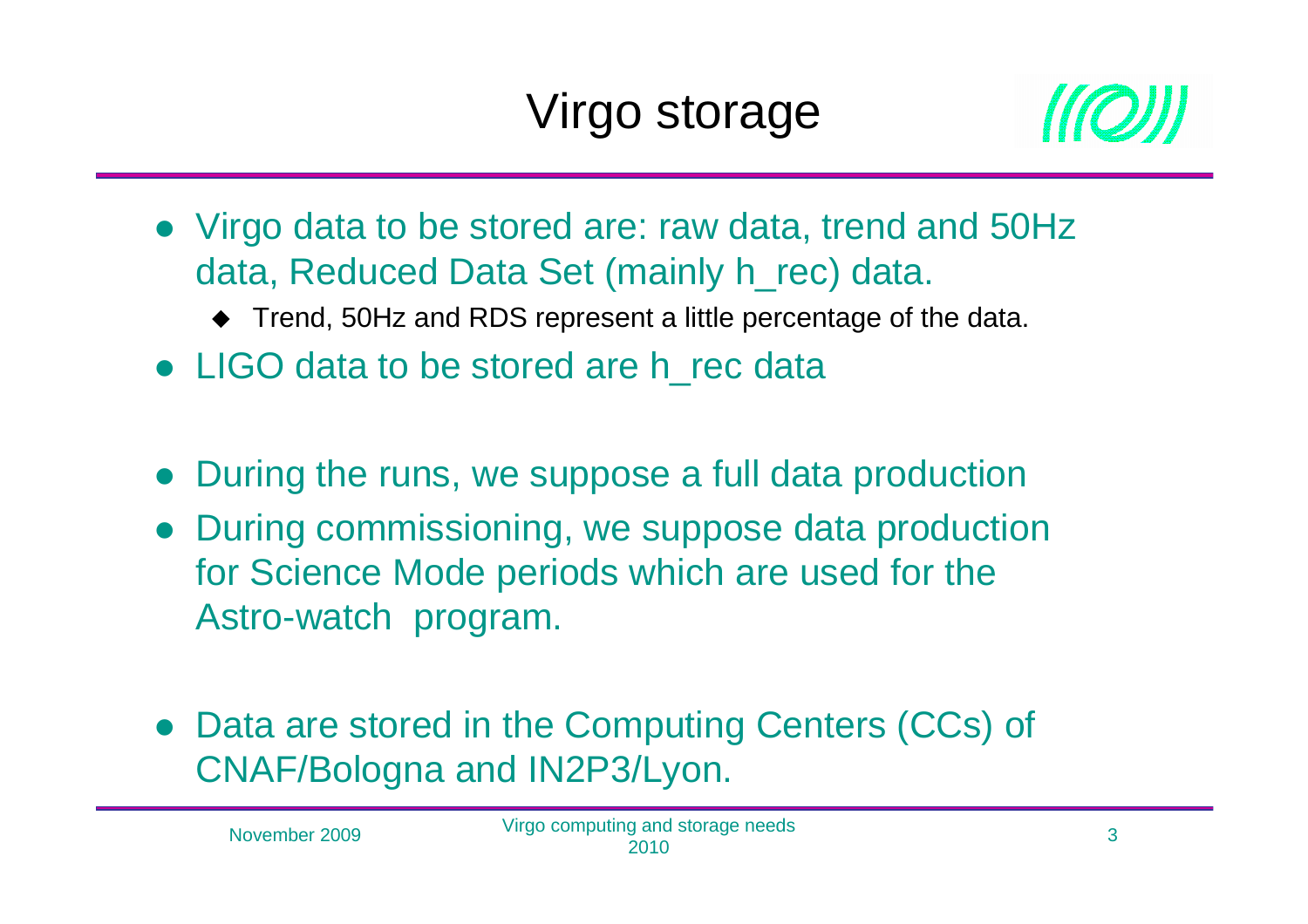# Virgo storage

- Virgo data to be stored are: raw data, trend and 50Hz data, Reduced Data Set (mainly h_rec) data.
  - Trend, 50Hz and RDS represent a little percentage of the data.
- LIGO data to be stored are h_rec data

- During the runs, we suppose a full data production
- During commissioning, we suppose data production for Science Mode periods which are used for the Astro-watch program.

- Data are stored in the Computing Centers (CCs) of CNAF/Bologna and IN2P3/Lyon.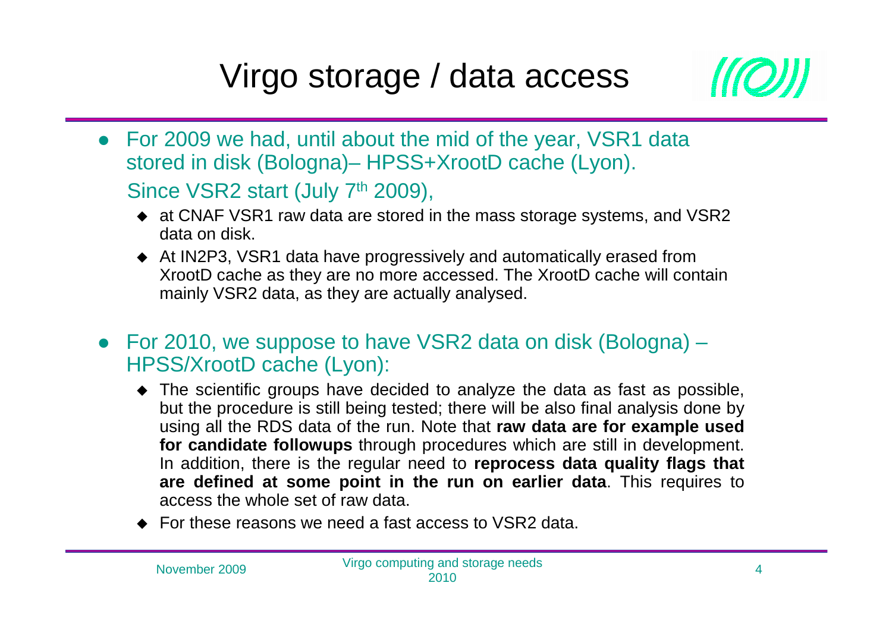# Virgo storage / data access

- For 2009 we had, until about the mid of the year, VSR1 data stored in disk (Bologna)– HPSS+XrootD cache (Lyon).

  Since VSR2 start (July 7th 2009),

  - at CNAF VSR1 raw data are stored in the mass storage systems, and VSR2 data on disk.
  - At IN2P3, VSR1 data have progressively and automatically erased from XrootD cache as they are no more accessed. The XrootD cache will contain mainly VSR2 data, as they are actually analysed.

- For 2010, we suppose to have VSR2 data on disk (Bologna) – HPSS/XrootD cache (Lyon):
  - The scientific groups have decided to analyze the data as fast as possible, but the procedure is still being tested; there will be also final analysis done by using all the RDS data of the run. Note that **raw data are for example used for candidate followups** through procedures which are still in development. In addition, there is the regular need to **reprocess data quality flags that are defined at some point in the run on earlier data**. This requires to access the whole set of raw data.
  - For these reasons we need a fast access to VSR2 data.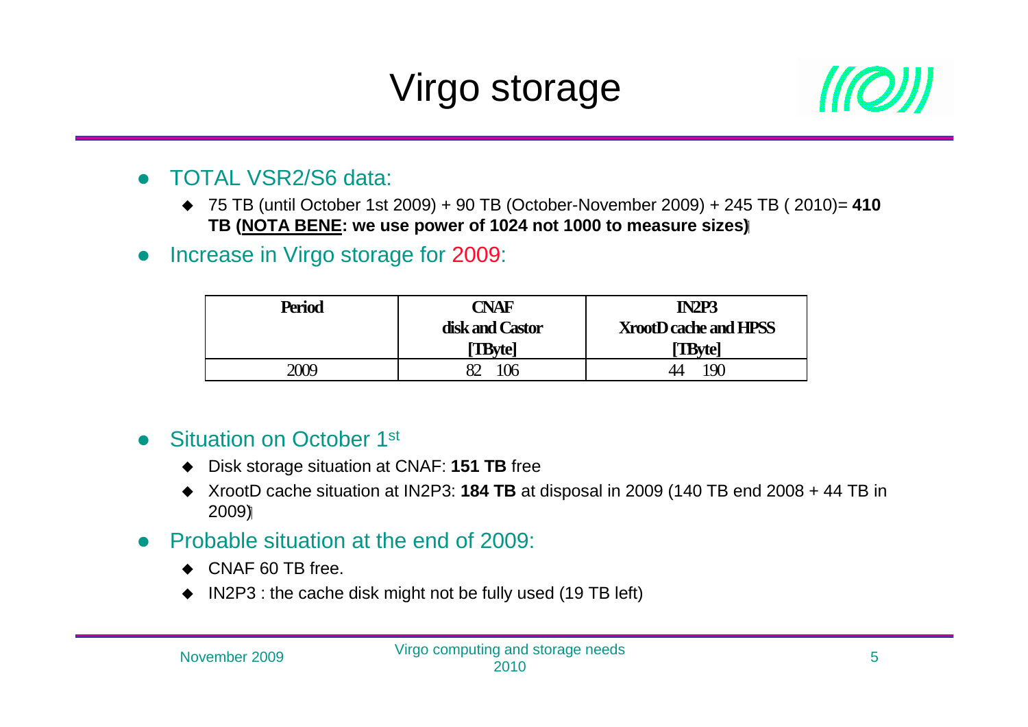# Virgo storage

- TOTAL VSR2/S6 data:
  - 75 TB (until October 1st 2009) + 90 TB (October-November 2009) + 245 TB ( 2010)= **410 TB (NOTA BENE: we use power of 1024 not 1000 to measure sizes)**
- Increase in Virgo storage for 2009:

| **Period** | **CNAF disk and Castor [TByte]** | **IN2P3 XrootD cache and HPSS [TByte]** |
|---|---|---|
| 2009 | 82 106 | 44 190 |

- Situation on October 1st
  - Disk storage situation at CNAF: **151 TB** free
  - XrootD cache situation at IN2P3: **184 TB** at disposal in 2009 (140 TB end 2008 + 44 TB in 2009)
- Probable situation at the end of 2009:
  - CNAF 60 TB free.
  - IN2P3 : the cache disk might not be fully used (19 TB left)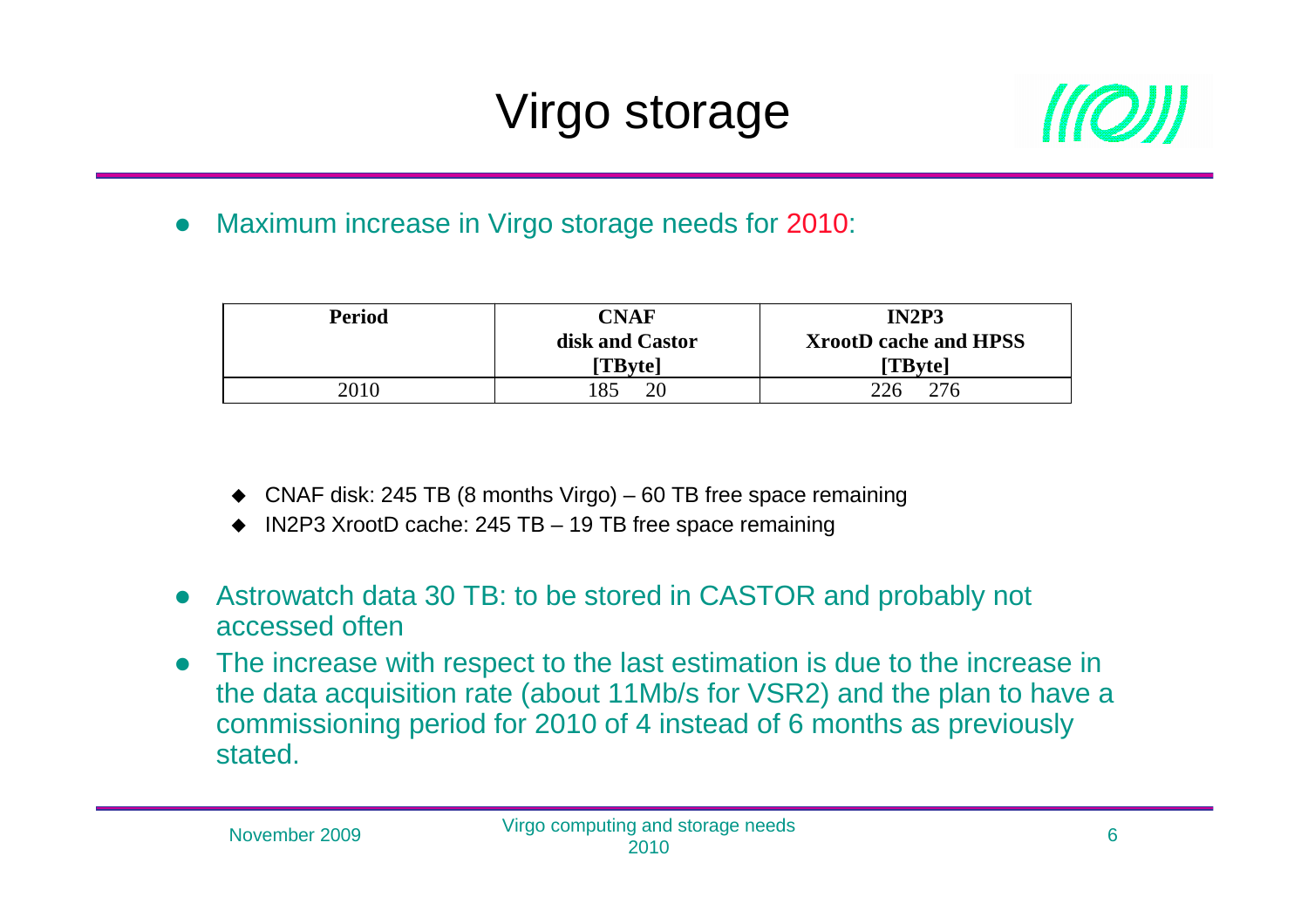# Virgo storage

- Maximum increase in Virgo storage needs for 2010:

| Period | CNAF disk and Castor [TByte] | IN2P3 XrootD cache and HPSS [TByte] |
|---|---|---|
| 2010 | 185  20 | 226  276 |

  - CNAF disk: 245 TB (8 months Virgo) – 60 TB free space remaining
  - IN2P3 XrootD cache: 245 TB – 19 TB free space remaining

- Astrowatch data 30 TB: to be stored in CASTOR and probably not accessed often
- The increase with respect to the last estimation is due to the increase in the data acquisition rate (about 11Mb/s for VSR2) and the plan to have a commissioning period for 2010 of 4 instead of 6 months as previously stated.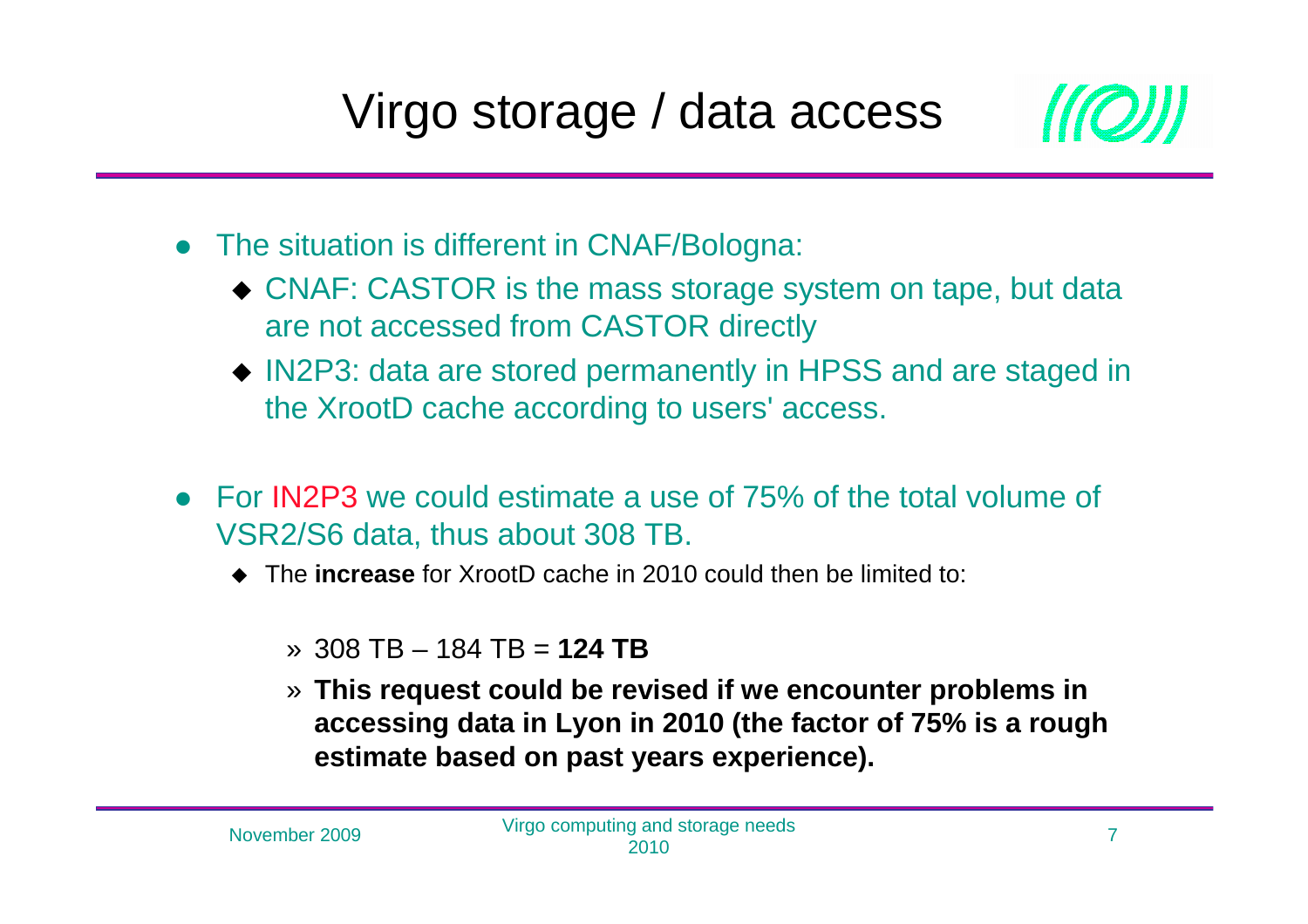# Virgo storage / data access

- The situation is different in CNAF/Bologna:
  - CNAF: CASTOR is the mass storage system on tape, but data are not accessed from CASTOR directly
  - IN2P3: data are stored permanently in HPSS and are staged in the XrootD cache according to users' access.

- For IN2P3 we could estimate a use of 75% of the total volume of VSR2/S6 data, thus about 308 TB.
  - The **increase** for XrootD cache in 2010 could then be limited to:
    - 308 TB – 184 TB = **124 TB**
    - **This request could be revised if we encounter problems in accessing data in Lyon in 2010 (the factor of 75% is a rough estimate based on past years experience).**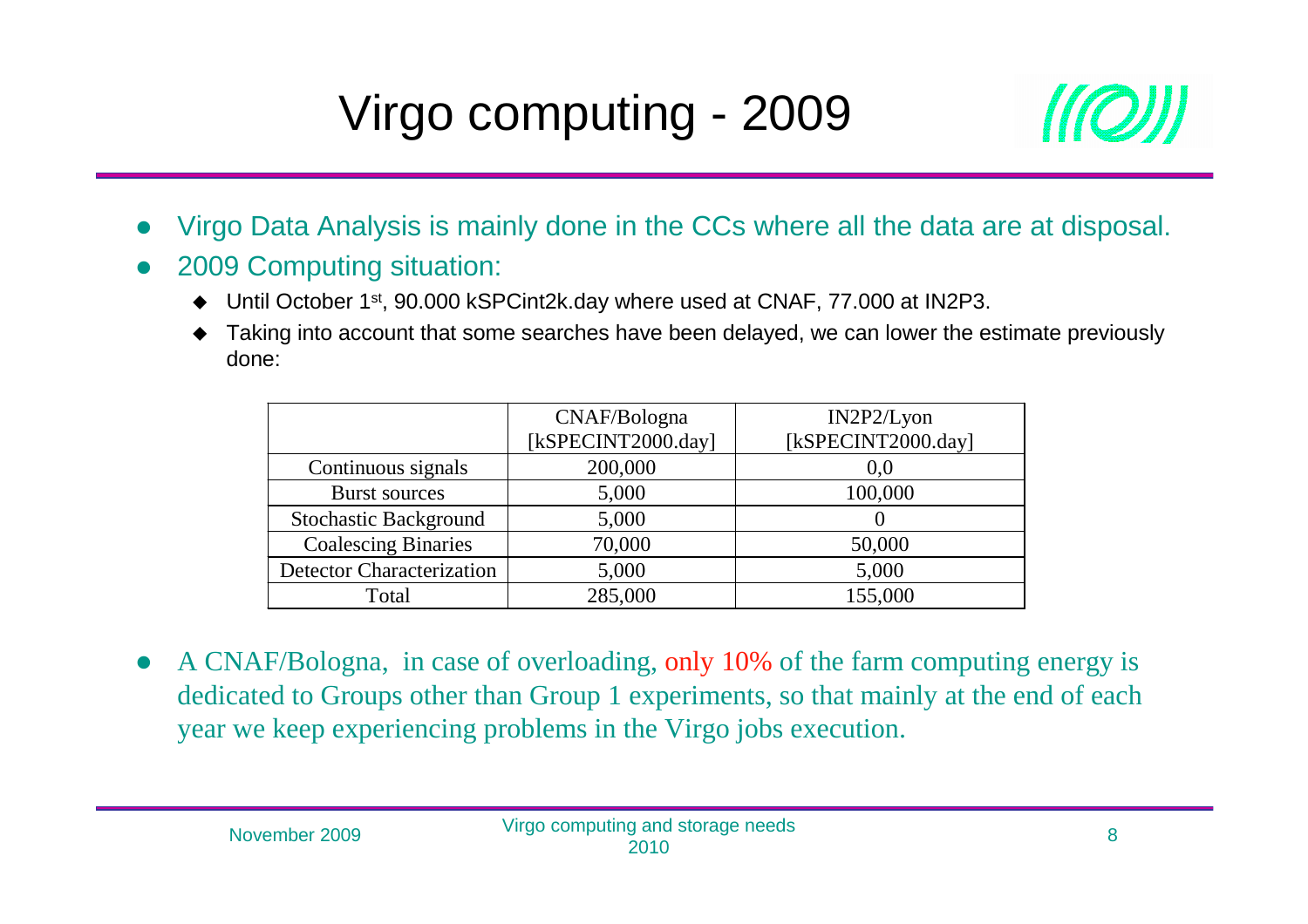# Virgo computing - 2009

- Virgo Data Analysis is mainly done in the CCs where all the data are at disposal.
- 2009 Computing situation:
  - Until October 1st, 90.000 kSPCint2k.day where used at CNAF, 77.000 at IN2P3.
  - Taking into account that some searches have been delayed, we can lower the estimate previously done:

| | CNAF/Bologna [kSPECINT2000.day] | IN2P2/Lyon [kSPECINT2000.day] |
|---|---|---|
| Continuous signals | 200,000 | 0,0 |
| Burst sources | 5,000 | 100,000 |
| Stochastic Background | 5,000 | 0 |
| Coalescing Binaries | 70,000 | 50,000 |
| Detector Characterization | 5,000 | 5,000 |
| Total | 285,000 | 155,000 |

- A CNAF/Bologna, in case of overloading, only 10% of the farm computing energy is dedicated to Groups other than Group 1 experiments, so that mainly at the end of each year we keep experiencing problems in the Virgo jobs execution.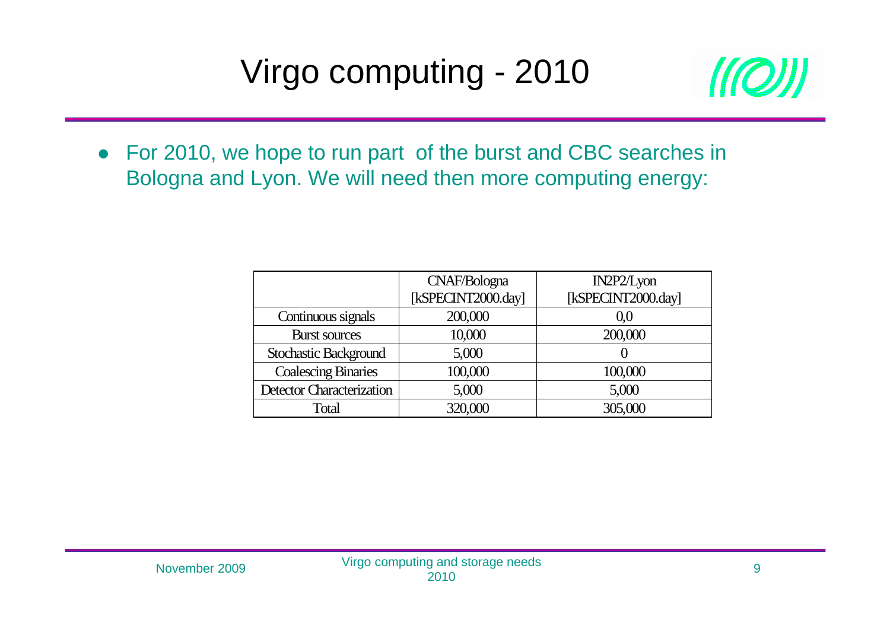# Virgo computing - 2010

- For 2010, we hope to run part of the burst and CBC searches in Bologna and Lyon. We will need then more computing energy:

| | CNAF/Bologna [kSPECINT2000.day] | IN2P2/Lyon [kSPECINT2000.day] |
|---|---|---|
| Continuous signals | 200,000 | 0,0 |
| Burst sources | 10,000 | 200,000 |
| Stochastic Background | 5,000 | 0 |
| Coalescing Binaries | 100,000 | 100,000 |
| Detector Characterization | 5,000 | 5,000 |
| Total | 320,000 | 305,000 |